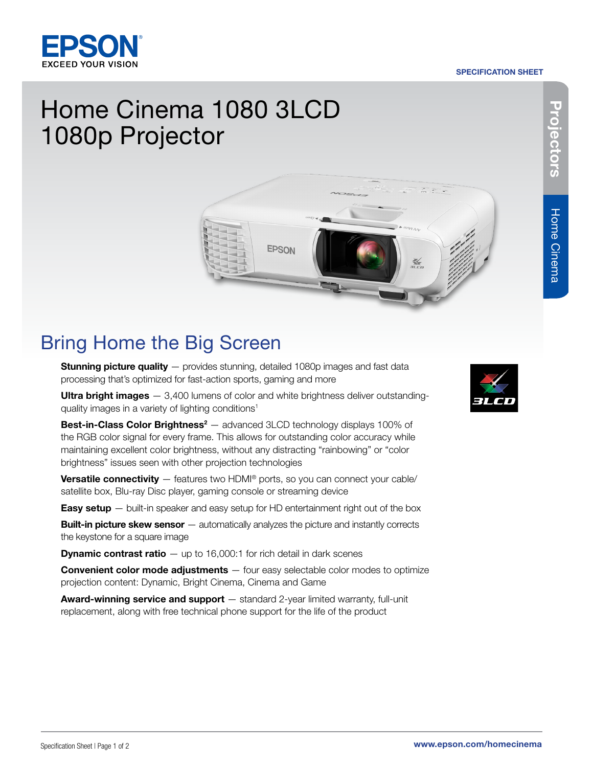EPSON
EXCEED YOUR VISION

SPECIFICATION SHEET

# Home Cinema 1080 3LCD 1080p Projector

## Bring Home the Big Screen

- **Stunning picture quality** — provides stunning, detailed 1080p images and fast data processing that's optimized for fast-action sports, gaming and more
- **Ultra bright images** — 3,400 lumens of color and white brightness deliver outstanding-quality images in a variety of lighting conditions[1]
- **Best-in-Class Color Brightness[2]** — advanced 3LCD technology displays 100% of the RGB color signal for every frame. This allows for outstanding color accuracy while maintaining excellent color brightness, without any distracting "rainbowing" or "color brightness" issues seen with other projection technologies
- **Versatile connectivity** — features two HDMI® ports, so you can connect your cable/satellite box, Blu-ray Disc player, gaming console or streaming device
- **Easy setup** — built-in speaker and easy setup for HD entertainment right out of the box
- **Built-in picture skew sensor** — automatically analyzes the picture and instantly corrects the keystone for a square image
- **Dynamic contrast ratio** — up to 16,000:1 for rich detail in dark scenes
- **Convenient color mode adjustments** — four easy selectable color modes to optimize projection content: Dynamic, Bright Cinema, Cinema and Game
- **Award-winning service and support** — standard 2-year limited warranty, full-unit replacement, along with free technical phone support for the life of the product

www.epson.com/homecinema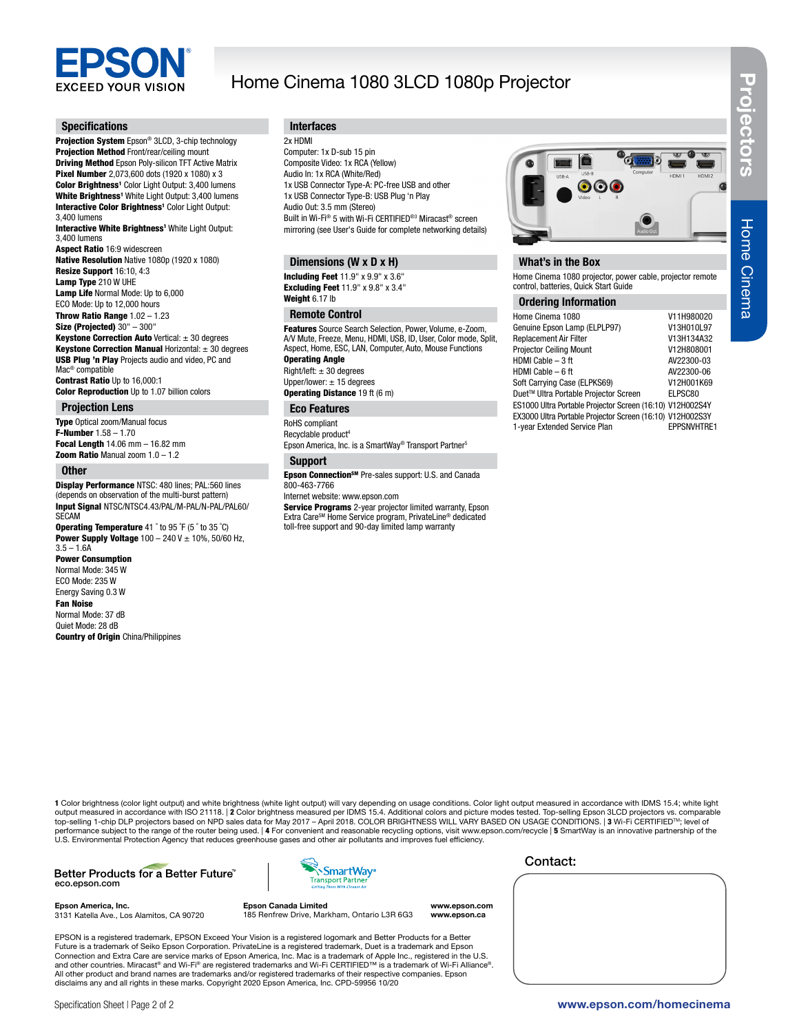# Home Cinema 1080 3LCD 1080p Projector

## Specifications

**Projection System** Epson® 3LCD, 3-chip technology
**Projection Method** Front/rear/ceiling mount
**Driving Method** Epson Poly-silicon TFT Active Matrix
**Pixel Number** 2,073,600 dots (1920 x 1080) x 3
**Color Brightness**[1] Color Light Output: 3,400 lumens
**White Brightness**[1] White Light Output: 3,400 lumens
**Interactive Color Brightness**[1] Color Light Output: 3,400 lumens
**Interactive White Brightness**[1] White Light Output: 3,400 lumens
**Aspect Ratio** 16:9 widescreen
**Native Resolution** Native 1080p (1920 x 1080)
**Resize Support** 16:10, 4:3
**Lamp Type** 210 W UHE
**Lamp Life** Normal Mode: Up to 6,000
ECO Mode: Up to 12,000 hours
**Throw Ratio Range** 1.02 – 1.23
**Size (Projected)** 30" – 300"
**Keystone Correction Auto** Vertical: ± 30 degrees
**Keystone Correction Manual** Horizontal: ± 30 degrees
**USB Plug 'n Play** Projects audio and video, PC and Mac® compatible
**Contrast Ratio** Up to 16,000:1
**Color Reproduction** Up to 1.07 billion colors

## Projection Lens

**Type** Optical zoom/Manual focus
**F-Number** 1.58 – 1.70
**Focal Length** 14.06 mm – 16.82 mm
**Zoom Ratio** Manual zoom 1.0 – 1.2

## Other

**Display Performance** NTSC: 480 lines; PAL:560 lines (depends on observation of the multi-burst pattern)
**Input Signal** NTSC/NTSC4.43/PAL/M-PAL/N-PAL/PAL60/SECAM
**Operating Temperature** 41 ˚ to 95 ˚F (5 ˚ to 35 ˚C)
**Power Supply Voltage** 100 – 240 V ± 10%, 50/60 Hz, 3.5 – 1.6A
**Power Consumption**
Normal Mode: 345 W
ECO Mode: 235 W
Energy Saving 0.3 W
**Fan Noise**
Normal Mode: 37 dB
Quiet Mode: 28 dB
**Country of Origin** China/Philippines

## Interfaces

2x HDMI
Computer: 1x D-sub 15 pin
Composite Video: 1x RCA (Yellow)
Audio In: 1x RCA (White/Red)
1x USB Connector Type-A: PC-free USB and other
1x USB Connector Type-B: USB Plug 'n Play
Audio Out: 3.5 mm (Stereo)
Built in Wi-Fi® 5 with Wi-Fi CERTIFIED®[3] Miracast® screen mirroring (see User's Guide for complete networking details)

## Dimensions (W x D x H)

**Including Feet** 11.9" x 9.9" x 3.6"
**Excluding Feet** 11.9" x 9.8" x 3.4"
**Weight** 6.17 lb

## Remote Control

**Features** Source Search Selection, Power, Volume, e-Zoom, A/V Mute, Freeze, Menu, HDMI, USB, ID, User, Color mode, Split, Aspect, Home, ESC, LAN, Computer, Auto, Mouse Functions
**Operating Angle**
Right/left: ± 30 degrees
Upper/lower: ± 15 degrees
**Operating Distance** 19 ft (6 m)

## Eco Features

RoHS compliant
Recyclable product[4]
Epson America, Inc. is a SmartWay® Transport Partner[5]

## Support

**Epson Connection℠** Pre-sales support: U.S. and Canada 800-463-7766
Internet website: www.epson.com
**Service Programs** 2-year projector limited warranty, Epson Extra Care℠ Home Service program, PrivateLine® dedicated toll-free support and 90-day limited lamp warranty

## What's in the Box

Home Cinema 1080 projector, power cable, projector remote control, batteries, Quick Start Guide

## Ordering Information

| | |
|---|---|
| Home Cinema 1080 | V11H980020 |
| Genuine Epson Lamp (ELPLP97) | V13H010L97 |
| Replacement Air Filter | V13H134A32 |
| Projector Ceiling Mount | V12H808001 |
| HDMI Cable – 3 ft | AV22300-03 |
| HDMI Cable – 6 ft | AV22300-06 |
| Soft Carrying Case (ELPKS69) | V12H001K69 |
| Duet™ Ultra Portable Projector Screen | ELPSC80 |
| ES1000 Ultra Portable Projector Screen (16:10) | V12H002S4Y |
| EX3000 Ultra Portable Projector Screen (16:10) | V12H002S3Y |
| 1-year Extended Service Plan | EPPSNVHTRE1 |

**1** Color brightness (color light output) and white brightness (white light output) will vary depending on usage conditions. Color light output measured in accordance with IDMS 15.4; white light output measured in accordance with ISO 21118. | **2** Color brightness measured per IDMS 15.4. Additional colors and picture modes tested. Top-selling Epson 3LCD projectors vs. comparable top-selling 1-chip DLP projectors based on NPD sales data for May 2017 – April 2018. COLOR BRIGHTNESS WILL VARY BASED ON USAGE CONDITIONS. | **3** Wi-Fi CERTIFIED™; level of performance subject to the range of the router being used. | **4** For convenient and reasonable recycling options, visit www.epson.com/recycle | **5** SmartWay is an innovative partnership of the U.S. Environmental Protection Agency that reduces greenhouse gases and other air pollutants and improves fuel efficiency.

Better Products for a Better Future™
eco.epson.com

Contact:

**Epson America, Inc.**
3131 Katella Ave., Los Alamitos, CA 90720

**Epson Canada Limited**
185 Renfrew Drive, Markham, Ontario L3R 6G3

**www.epson.com**
**www.epson.ca**

EPSON is a registered trademark, EPSON Exceed Your Vision is a registered logomark and Better Products for a Better Future is a trademark of Seiko Epson Corporation. PrivateLine is a registered trademark, Duet is a trademark and Epson Connection and Extra Care are service marks of Epson America, Inc. Mac is a trademark of Apple Inc., registered in the U.S. and other countries. Miracast® and Wi-Fi® are registered trademarks and Wi-Fi CERTIFIED™ is a trademark of Wi-Fi Alliance®. All other product and brand names are trademarks and/or registered trademarks of their respective companies. Epson disclaims any and all rights in these marks. Copyright 2020 Epson America, Inc. CPD-59956 10/20

www.epson.com/homecinema